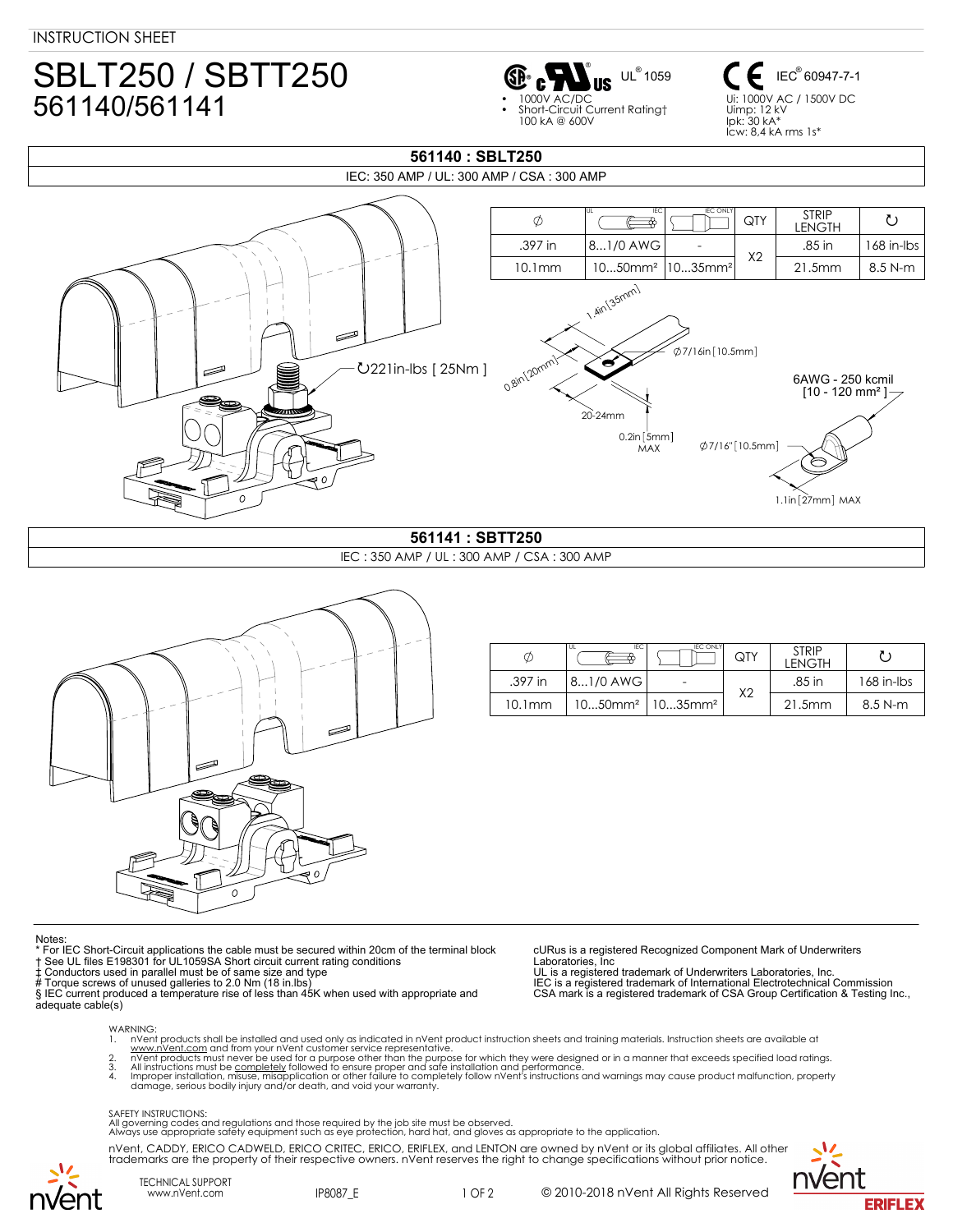INSTRUCTION SHEET

# SBLT250 / SBTT250
## 561140/561141

UL® 1059
- 1000V AC/DC
- Short-Circuit Current Rating†
  100 kA @ 600V

IEC® 60947-7-1
Ui: 1000V AC / 1500V DC
Uimp: 12 kV
Ipk: 30 kA*
Icw: 8,4 kA rms 1s*

## 561140 : SBLT250

IEC: 350 AMP / UL: 300 AMP / CSA : 300 AMP

| Ø | UL / IEC | IEC ONLY | QTY | STRIP LENGTH | ↻ |
|---|---|---|---|---|---|
| .397 in | 8...1/0 AWG | - | X2 | .85 in | 168 in-lbs |
| 10.1mm | 10...50mm² | 10...35mm² | | 21.5mm | 8.5 N-m |

↻221in-lbs [ 25Nm ]

1.4in [35mm]
Ø7/16in [10.5mm]
0.8in [20mm]
20-24mm
0.2in [5mm] MAX
6AWG - 250 kcmil [10 - 120 mm² ]
Ø7/16" [10.5mm]
1.1in [27mm] MAX

## 561141 : SBTT250

IEC : 350 AMP / UL : 300 AMP / CSA : 300 AMP

| Ø | UL / IEC | IEC ONLY | QTY | STRIP LENGTH | ↻ |
|---|---|---|---|---|---|
| .397 in | 8...1/0 AWG | - | X2 | .85 in | 168 in-lbs |
| 10.1mm | 10...50mm² | 10...35mm² | | 21.5mm | 8.5 N-m |

Notes:
* For IEC Short-Circuit applications the cable must be secured within 20cm of the terminal block
† See UL files E198301 for UL1059SA Short circuit current rating conditions
‡ Conductors used in parallel must be of same size and type
# Torque screws of unused galleries to 2.0 Nm (18 in.lbs)
§ IEC current produced a temperature rise of less than 45K when used with appropriate and adequate cable(s)

cURus is a registered Recognized Component Mark of Underwriters Laboratories, Inc
UL is a registered trademark of Underwriters Laboratories, Inc.
IEC is a registered trademark of International Electrotechnical Commission
CSA mark is a registered trademark of CSA Group Certification & Testing Inc.,

WARNING:
1. nVent products shall be installed and used only as indicated in nVent product instruction sheets and training materials. Instruction sheets are available at www.nVent.com and from your nVent customer service representative.
2. nVent products must never be used for a purpose other than the purpose for which they were designed or in a manner that exceeds specified load ratings.
3. All instructions must be completely followed to ensure proper and safe installation and performance.
4. Improper installation, misuse, misapplication or other failure to completely follow nVent's instructions and warnings may cause product malfunction, property damage, serious bodily injury and/or death, and void your warranty.

SAFETY INSTRUCTIONS:
All governing codes and regulations and those required by the job site must be observed.
Always use appropriate safety equipment such as eye protection, hard hat, and gloves as appropriate to the application.

nVent, CADDY, ERICO CADWELD, ERICO CRITEC, ERICO, ERIFLEX, and LENTON are owned by nVent or its global affiliates. All other trademarks are the property of their respective owners. nVent reserves the right to change specifications without prior notice.

TECHNICAL SUPPORT
www.nVent.com

IP8087_E

© 2010-2018 nVent All Rights Reserved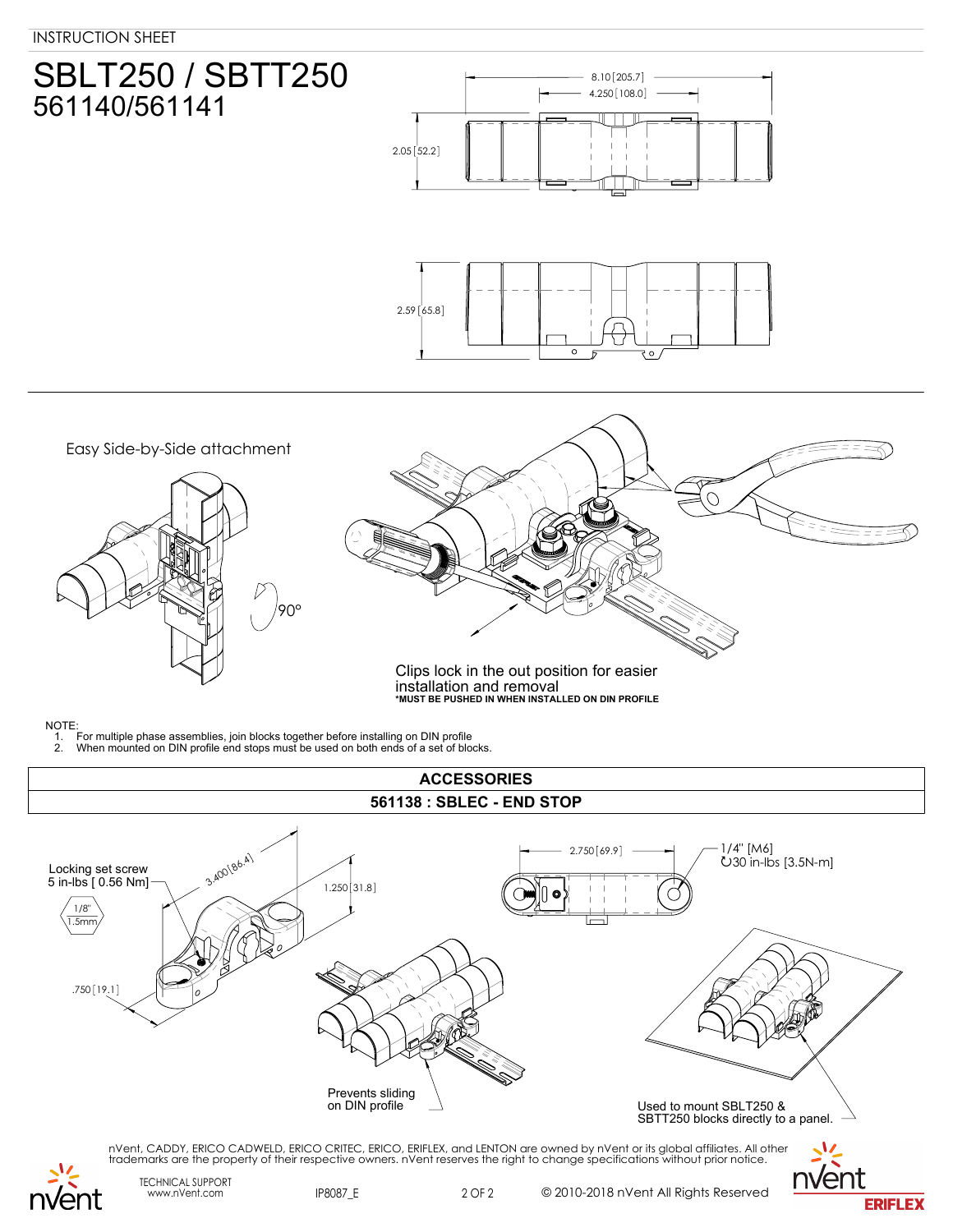INSTRUCTION SHEET

# SBLT250 / SBTT250
## 561140/561141

8.10 [205.7]
4.250 [108.0]
2.05 [52.2]
2.59 [65.8]

Easy Side-by-Side attachment

90°

Clips lock in the out position for easier installation and removal
**\*MUST BE PUSHED IN WHEN INSTALLED ON DIN PROFILE**

NOTE:
1. For multiple phase assemblies, join blocks together before installing on DIN profile
2. When mounted on DIN profile end stops must be used on both ends of a set of blocks.

## ACCESSORIES

### 561138 : SBLEC - END STOP

Locking set screw
5 in-lbs [ 0.56 Nm]

1/8"
1.5mm

3.400 [86.4]
1.250 [31.8]
.750 [19.1]
2.750 [69.9]

1/4" [M6]
30 in-lbs [3.5N-m]

Prevents sliding on DIN profile

Used to mount SBLT250 & SBTT250 blocks directly to a panel.

nVent, CADDY, ERICO CADWELD, ERICO CRITEC, ERICO, ERIFLEX, and LENTON are owned by nVent or its global affiliates. All other trademarks are the property of their respective owners. nVent reserves the right to change specifications without prior notice.

TECHNICAL SUPPORT
www.nVent.com

IP8087_E

© 2010-2018 nVent All Rights Reserved